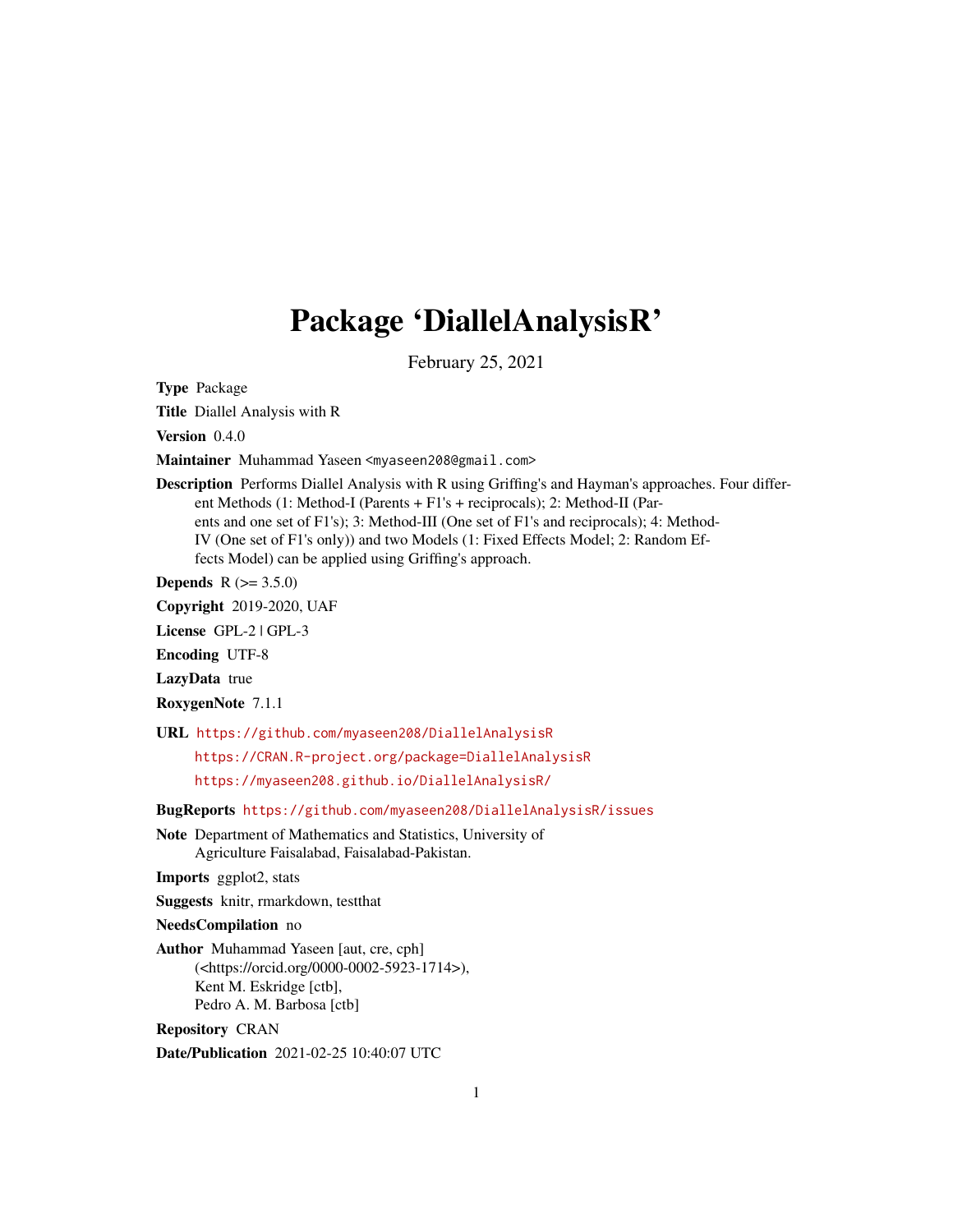# Package 'DiallelAnalysisR'

February 25, 2021

**Type** Package

**Title** Diallel Analysis with R

**Version** 0.4.0

**Maintainer** Muhammad Yaseen <myaseen208@gmail.com>

**Description** Performs Diallel Analysis with R using Griffing's and Hayman's approaches. Four different Methods (1: Method-I (Parents + F1's + reciprocals); 2: Method-II (Parents and one set of F1's); 3: Method-III (One set of F1's and reciprocals); 4: Method-IV (One set of F1's only)) and two Models (1: Fixed Effects Model; 2: Random Effects Model) can be applied using Griffing's approach.

**Depends** R (>= 3.5.0)

**Copyright** 2019-2020, UAF

**License** GPL-2 | GPL-3

**Encoding** UTF-8

**LazyData** true

**RoxygenNote** 7.1.1

**URL** https://github.com/myaseen208/DiallelAnalysisR
https://CRAN.R-project.org/package=DiallelAnalysisR
https://myaseen208.github.io/DiallelAnalysisR/

**BugReports** https://github.com/myaseen208/DiallelAnalysisR/issues

**Note** Department of Mathematics and Statistics, University of Agriculture Faisalabad, Faisalabad-Pakistan.

**Imports** ggplot2, stats

**Suggests** knitr, rmarkdown, testthat

**NeedsCompilation** no

**Author** Muhammad Yaseen [aut, cre, cph] (<https://orcid.org/0000-0002-5923-1714>), Kent M. Eskridge [ctb], Pedro A. M. Barbosa [ctb]

**Repository** CRAN

**Date/Publication** 2021-02-25 10:40:07 UTC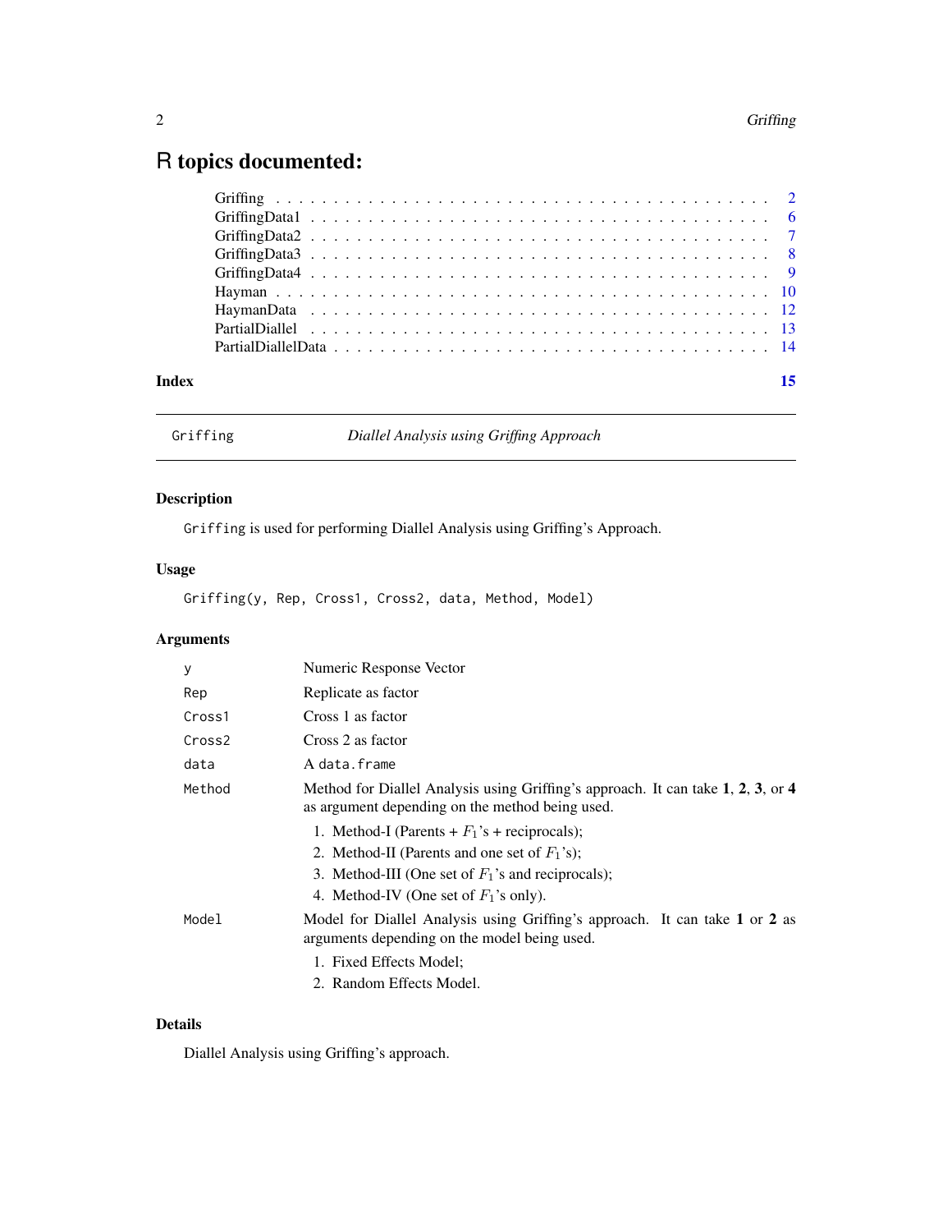# R topics documented:

| | |
|---|---|
| Griffing | 2 |
| GriffingData1 | 6 |
| GriffingData2 | 7 |
| GriffingData3 | 8 |
| GriffingData4 | 9 |
| Hayman | 10 |
| HaymanData | 12 |
| PartialDiallel | 13 |
| PartialDiallelData | 14 |

**Index** **15**

---

`Griffing` *Diallel Analysis using Griffing Approach*

---

## Description

`Griffing` is used for performing Diallel Analysis using Griffing's Approach.

## Usage

```
Griffing(y, Rep, Cross1, Cross2, data, Method, Model)
```

## Arguments

| | |
|---|---|
| `y` | Numeric Response Vector |
| `Rep` | Replicate as factor |
| `Cross1` | Cross 1 as factor |
| `Cross2` | Cross 2 as factor |
| `data` | A `data.frame` |
| `Method` | Method for Diallel Analysis using Griffing's approach. It can take **1**, **2**, **3**, or **4** as argument depending on the method being used. 1. Method-I (Parents + $F_1$'s + reciprocals); 2. Method-II (Parents and one set of $F_1$'s); 3. Method-III (One set of $F_1$'s and reciprocals); 4. Method-IV (One set of $F_1$'s only). |
| `Model` | Model for Diallel Analysis using Griffing's approach. It can take **1** or **2** as arguments depending on the model being used. 1. Fixed Effects Model; 2. Random Effects Model. |

## Details

Diallel Analysis using Griffing's approach.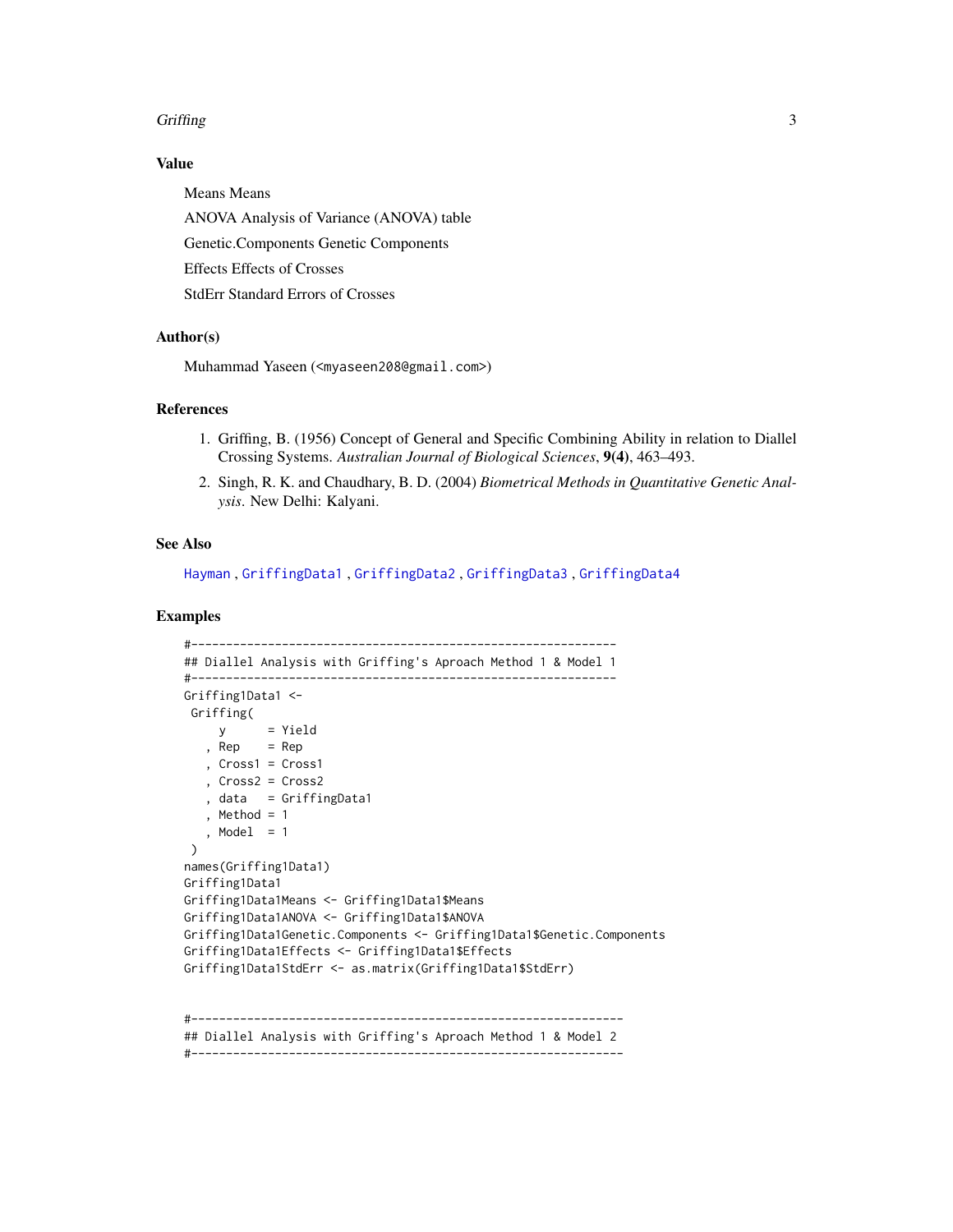### Value

Means Means

ANOVA Analysis of Variance (ANOVA) table

Genetic.Components Genetic Components

Effects Effects of Crosses

StdErr Standard Errors of Crosses

### Author(s)

Muhammad Yaseen (<myaseen208@gmail.com>)

### References

1. Griffing, B. (1956) Concept of General and Specific Combining Ability in relation to Diallel Crossing Systems. *Australian Journal of Biological Sciences*, **9(4)**, 463–493.
2. Singh, R. K. and Chaudhary, B. D. (2004) *Biometrical Methods in Quantitative Genetic Analysis*. New Delhi: Kalyani.

### See Also

Hayman , GriffingData1 , GriffingData2 , GriffingData3 , GriffingData4

### Examples

```
#-------------------------------------------------------------
## Diallel Analysis with Griffing's Aproach Method 1 & Model 1
#-------------------------------------------------------------
Griffing1Data1 <-
 Griffing(
     y      = Yield
   , Rep    = Rep
   , Cross1 = Cross1
   , Cross2 = Cross2
   , data   = GriffingData1
   , Method = 1
   , Model  = 1
 )
names(Griffing1Data1)
Griffing1Data1
Griffing1Data1Means <- Griffing1Data1$Means
Griffing1Data1ANOVA <- Griffing1Data1$ANOVA
Griffing1Data1Genetic.Components <- Griffing1Data1$Genetic.Components
Griffing1Data1Effects <- Griffing1Data1$Effects
Griffing1Data1StdErr <- as.matrix(Griffing1Data1$StdErr)


#--------------------------------------------------------------
## Diallel Analysis with Griffing's Aproach Method 1 & Model 2
#--------------------------------------------------------------
```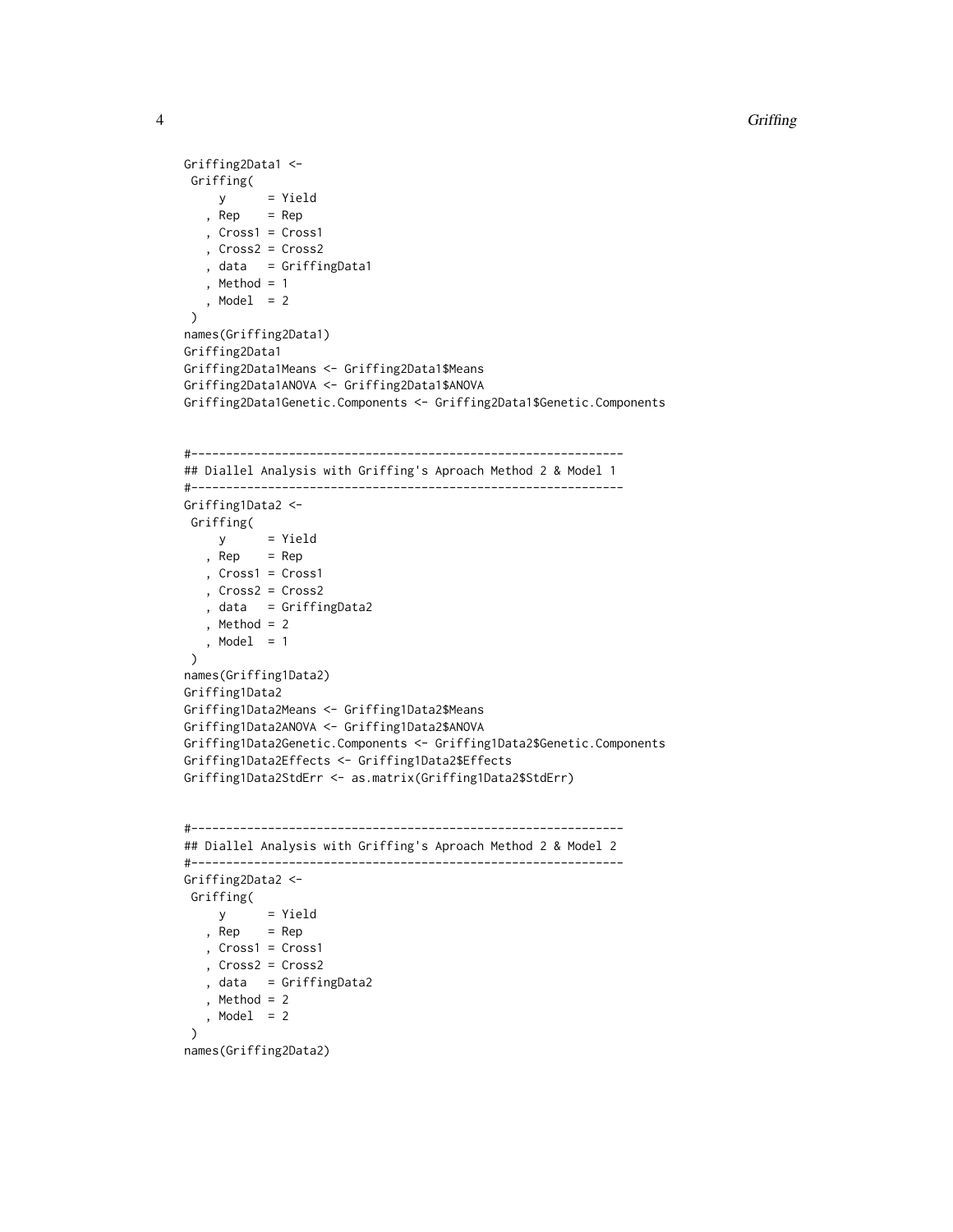```
Griffing2Data1 <-
 Griffing(
     y      = Yield
   , Rep    = Rep
   , Cross1 = Cross1
   , Cross2 = Cross2
   , data   = GriffingData1
   , Method = 1
   , Model  = 2
 )
names(Griffing2Data1)
Griffing2Data1
Griffing2Data1Means <- Griffing2Data1$Means
Griffing2Data1ANOVA <- Griffing2Data1$ANOVA
Griffing2Data1Genetic.Components <- Griffing2Data1$Genetic.Components


#-------------------------------------------------------------
## Diallel Analysis with Griffing's Aproach Method 2 & Model 1
#-------------------------------------------------------------
Griffing1Data2 <-
 Griffing(
     y      = Yield
   , Rep    = Rep
   , Cross1 = Cross1
   , Cross2 = Cross2
   , data   = GriffingData2
   , Method = 2
   , Model  = 1
 )
names(Griffing1Data2)
Griffing1Data2
Griffing1Data2Means <- Griffing1Data2$Means
Griffing1Data2ANOVA <- Griffing1Data2$ANOVA
Griffing1Data2Genetic.Components <- Griffing1Data2$Genetic.Components
Griffing1Data2Effects <- Griffing1Data2$Effects
Griffing1Data2StdErr <- as.matrix(Griffing1Data2$StdErr)


#-------------------------------------------------------------
## Diallel Analysis with Griffing's Aproach Method 2 & Model 2
#-------------------------------------------------------------
Griffing2Data2 <-
 Griffing(
     y      = Yield
   , Rep    = Rep
   , Cross1 = Cross1
   , Cross2 = Cross2
   , data   = GriffingData2
   , Method = 2
   , Model  = 2
 )
names(Griffing2Data2)
```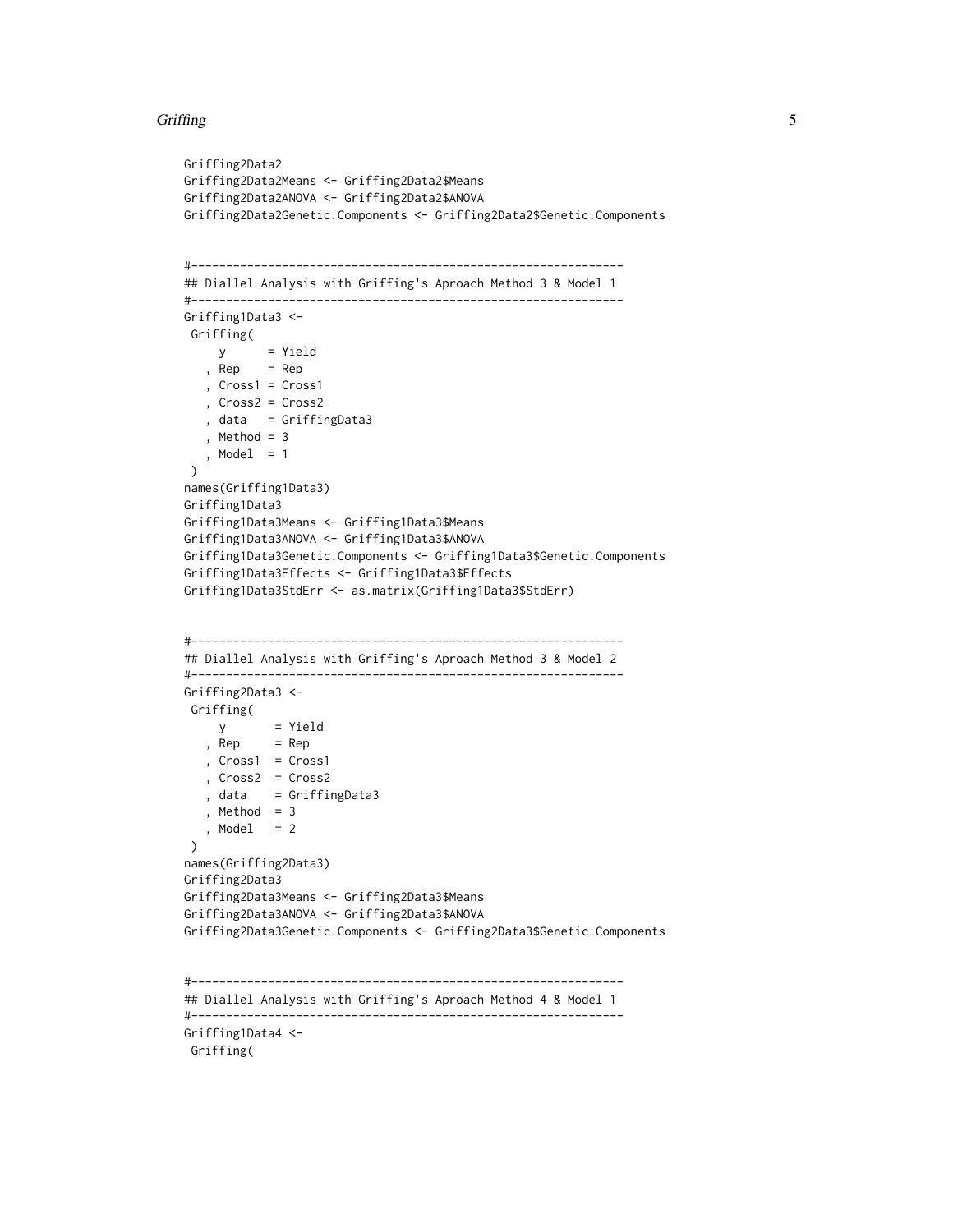```
Griffing2Data2
Griffing2Data2Means <- Griffing2Data2$Means
Griffing2Data2ANOVA <- Griffing2Data2$ANOVA
Griffing2Data2Genetic.Components <- Griffing2Data2$Genetic.Components


#-------------------------------------------------------------
## Diallel Analysis with Griffing's Aproach Method 3 & Model 1
#-------------------------------------------------------------
Griffing1Data3 <-
 Griffing(
     y      = Yield
   , Rep    = Rep
   , Cross1 = Cross1
   , Cross2 = Cross2
   , data   = GriffingData3
   , Method = 3
   , Model  = 1
 )
names(Griffing1Data3)
Griffing1Data3
Griffing1Data3Means <- Griffing1Data3$Means
Griffing1Data3ANOVA <- Griffing1Data3$ANOVA
Griffing1Data3Genetic.Components <- Griffing1Data3$Genetic.Components
Griffing1Data3Effects <- Griffing1Data3$Effects
Griffing1Data3StdErr <- as.matrix(Griffing1Data3$StdErr)


#-------------------------------------------------------------
## Diallel Analysis with Griffing's Aproach Method 3 & Model 2
#-------------------------------------------------------------
Griffing2Data3 <-
 Griffing(
     y       = Yield
   , Rep     = Rep
   , Cross1  = Cross1
   , Cross2  = Cross2
   , data    = GriffingData3
   , Method  = 3
   , Model   = 2
 )
names(Griffing2Data3)
Griffing2Data3
Griffing2Data3Means <- Griffing2Data3$Means
Griffing2Data3ANOVA <- Griffing2Data3$ANOVA
Griffing2Data3Genetic.Components <- Griffing2Data3$Genetic.Components


#-------------------------------------------------------------
## Diallel Analysis with Griffing's Aproach Method 4 & Model 1
#-------------------------------------------------------------
Griffing1Data4 <-
 Griffing(
```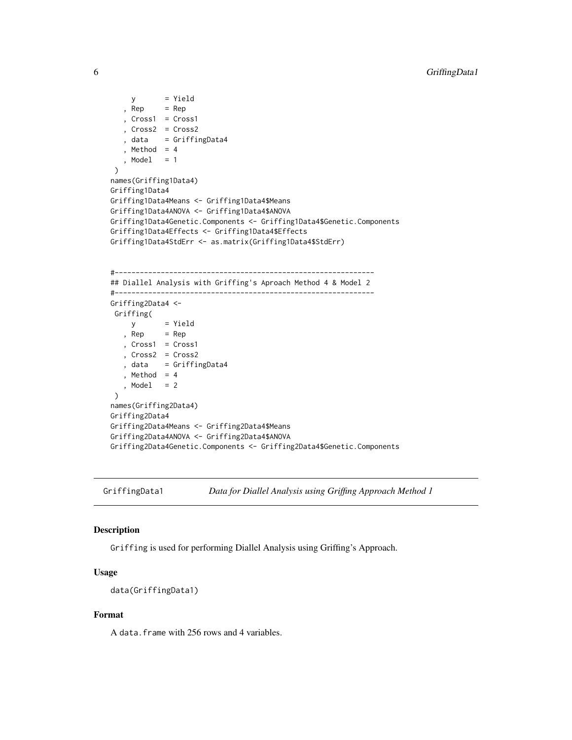```
    y       = Yield
  , Rep     = Rep
  , Cross1  = Cross1
  , Cross2  = Cross2
  , data    = GriffingData4
  , Method  = 4
  , Model   = 1
 )
names(Griffing1Data4)
Griffing1Data4
Griffing1Data4Means <- Griffing1Data4$Means
Griffing1Data4ANOVA <- Griffing1Data4$ANOVA
Griffing1Data4Genetic.Components <- Griffing1Data4$Genetic.Components
Griffing1Data4Effects <- Griffing1Data4$Effects
Griffing1Data4StdErr <- as.matrix(Griffing1Data4$StdErr)


#-------------------------------------------------------------
## Diallel Analysis with Griffing's Aproach Method 4 & Model 2
#-------------------------------------------------------------
Griffing2Data4 <-
 Griffing(
    y       = Yield
  , Rep     = Rep
  , Cross1  = Cross1
  , Cross2  = Cross2
  , data    = GriffingData4
  , Method  = 4
  , Model   = 2
 )
names(Griffing2Data4)
Griffing2Data4
Griffing2Data4Means <- Griffing2Data4$Means
Griffing2Data4ANOVA <- Griffing2Data4$ANOVA
Griffing2Data4Genetic.Components <- Griffing2Data4$Genetic.Components
```

## GriffingData1 — *Data for Diallel Analysis using Griffing Approach Method 1*

### Description

`Griffing` is used for performing Diallel Analysis using Griffing's Approach.

### Usage

```
data(GriffingData1)
```

### Format

A `data.frame` with 256 rows and 4 variables.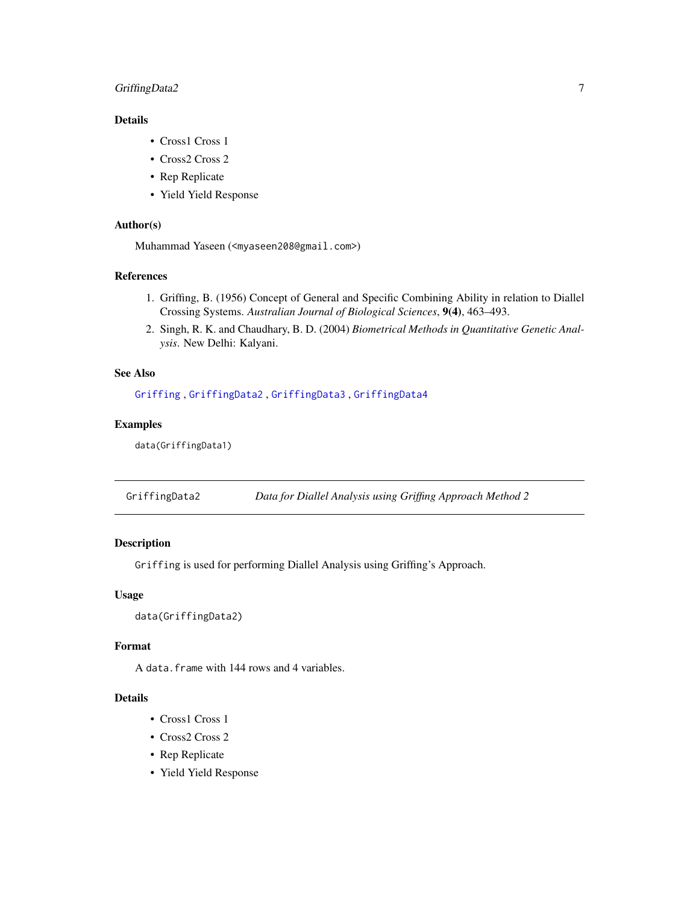### Details

- Cross1 Cross 1
- Cross2 Cross 2
- Rep Replicate
- Yield Yield Response

### Author(s)

Muhammad Yaseen (<myaseen208@gmail.com>)

### References

1. Griffing, B. (1956) Concept of General and Specific Combining Ability in relation to Diallel Crossing Systems. *Australian Journal of Biological Sciences*, **9(4)**, 463–493.
2. Singh, R. K. and Chaudhary, B. D. (2004) *Biometrical Methods in Quantitative Genetic Analysis*. New Delhi: Kalyani.

### See Also

Griffing , GriffingData2 , GriffingData3 , GriffingData4

### Examples

```
data(GriffingData1)
```

---

## GriffingData2 — *Data for Diallel Analysis using Griffing Approach Method 2*

### Description

Griffing is used for performing Diallel Analysis using Griffing's Approach.

### Usage

```
data(GriffingData2)
```

### Format

A data.frame with 144 rows and 4 variables.

### Details

- Cross1 Cross 1
- Cross2 Cross 2
- Rep Replicate
- Yield Yield Response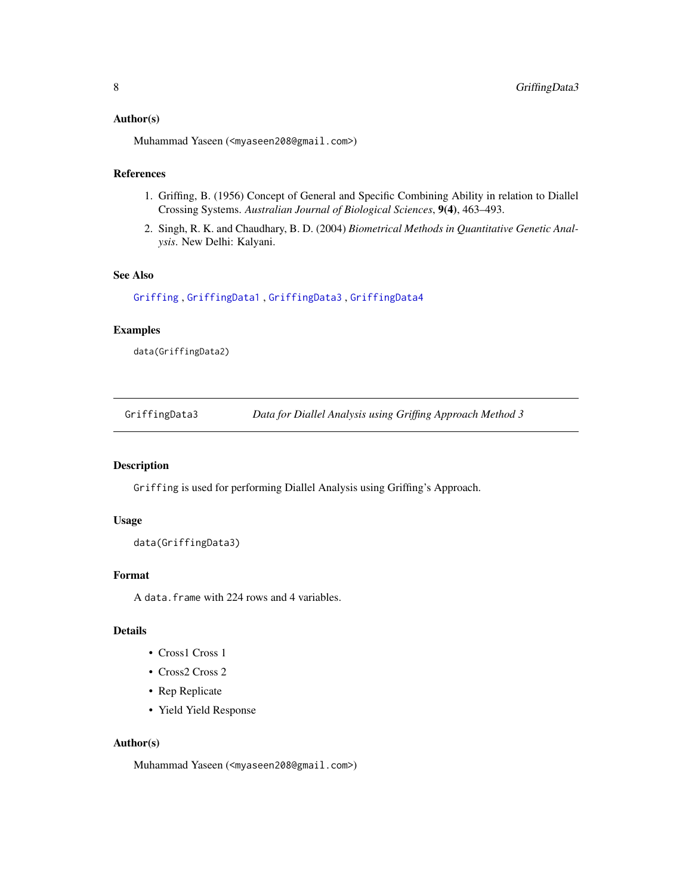### Author(s)

Muhammad Yaseen (<myaseen208@gmail.com>)

### References

1. Griffing, B. (1956) Concept of General and Specific Combining Ability in relation to Diallel Crossing Systems. *Australian Journal of Biological Sciences*, **9(4)**, 463–493.
2. Singh, R. K. and Chaudhary, B. D. (2004) *Biometrical Methods in Quantitative Genetic Analysis*. New Delhi: Kalyani.

### See Also

Griffing , GriffingData1 , GriffingData3 , GriffingData4

### Examples

```
data(GriffingData2)
```

---

## GriffingData3 *Data for Diallel Analysis using Griffing Approach Method 3*

### Description

`Griffing` is used for performing Diallel Analysis using Griffing's Approach.

### Usage

```
data(GriffingData3)
```

### Format

A `data.frame` with 224 rows and 4 variables.

### Details

- Cross1 Cross 1
- Cross2 Cross 2
- Rep Replicate
- Yield Yield Response

### Author(s)

Muhammad Yaseen (<myaseen208@gmail.com>)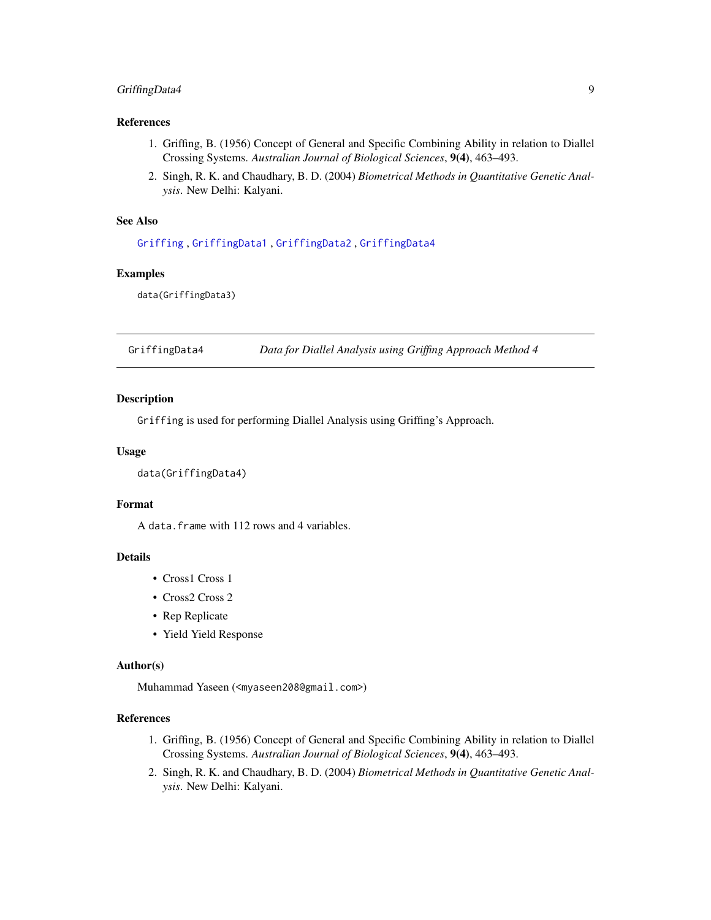### References

1. Griffing, B. (1956) Concept of General and Specific Combining Ability in relation to Diallel Crossing Systems. *Australian Journal of Biological Sciences*, **9(4)**, 463–493.
2. Singh, R. K. and Chaudhary, B. D. (2004) *Biometrical Methods in Quantitative Genetic Analysis*. New Delhi: Kalyani.

### See Also

Griffing , GriffingData1 , GriffingData2 , GriffingData4

### Examples

```
data(GriffingData3)
```

---

## GriffingData4 — *Data for Diallel Analysis using Griffing Approach Method 4*

### Description

Griffing is used for performing Diallel Analysis using Griffing's Approach.

### Usage

```
data(GriffingData4)
```

### Format

A data.frame with 112 rows and 4 variables.

### Details

- Cross1 Cross 1
- Cross2 Cross 2
- Rep Replicate
- Yield Yield Response

### Author(s)

Muhammad Yaseen (<myaseen208@gmail.com>)

### References

1. Griffing, B. (1956) Concept of General and Specific Combining Ability in relation to Diallel Crossing Systems. *Australian Journal of Biological Sciences*, **9(4)**, 463–493.
2. Singh, R. K. and Chaudhary, B. D. (2004) *Biometrical Methods in Quantitative Genetic Analysis*. New Delhi: Kalyani.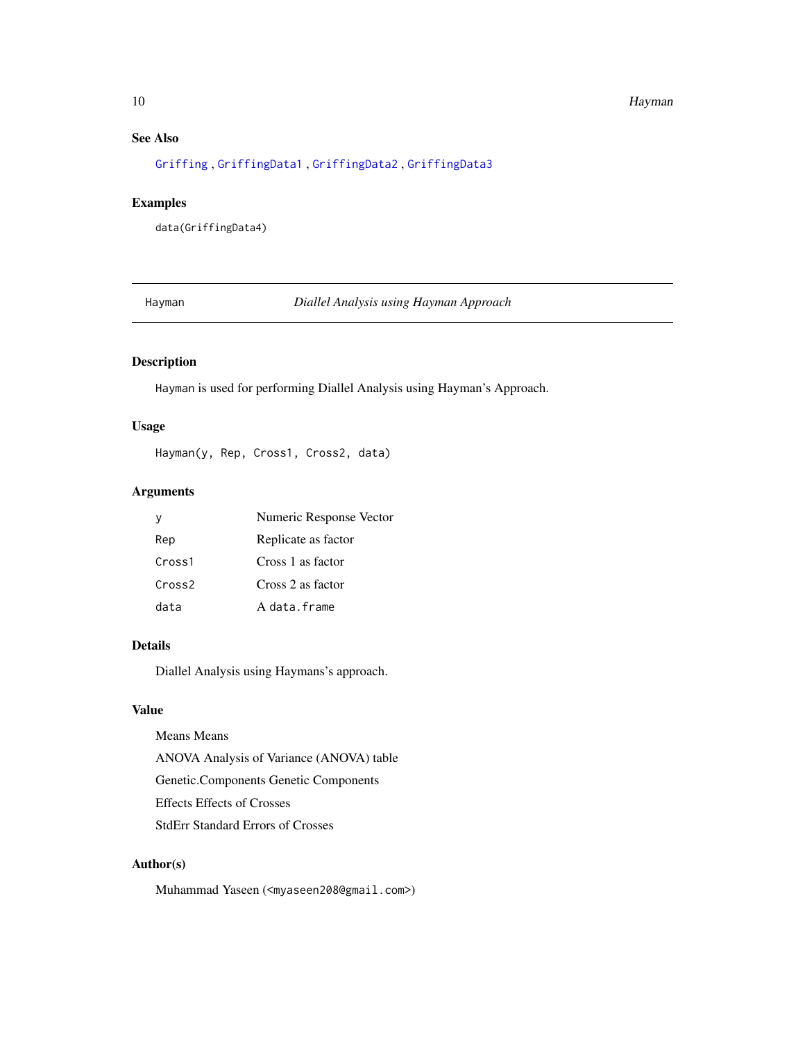### See Also

Griffing , GriffingData1 , GriffingData2 , GriffingData3

### Examples

```
data(GriffingData4)
```

---

## Hayman — *Diallel Analysis using Hayman Approach*

---

### Description

`Hayman` is used for performing Diallel Analysis using Hayman's Approach.

### Usage

```
Hayman(y, Rep, Cross1, Cross2, data)
```

### Arguments

| | |
|---|---|
| y | Numeric Response Vector |
| Rep | Replicate as factor |
| Cross1 | Cross 1 as factor |
| Cross2 | Cross 2 as factor |
| data | A `data.frame` |

### Details

Diallel Analysis using Haymans's approach.

### Value

Means Means

ANOVA Analysis of Variance (ANOVA) table

Genetic.Components Genetic Components

Effects Effects of Crosses

StdErr Standard Errors of Crosses

### Author(s)

Muhammad Yaseen (<myaseen208@gmail.com>)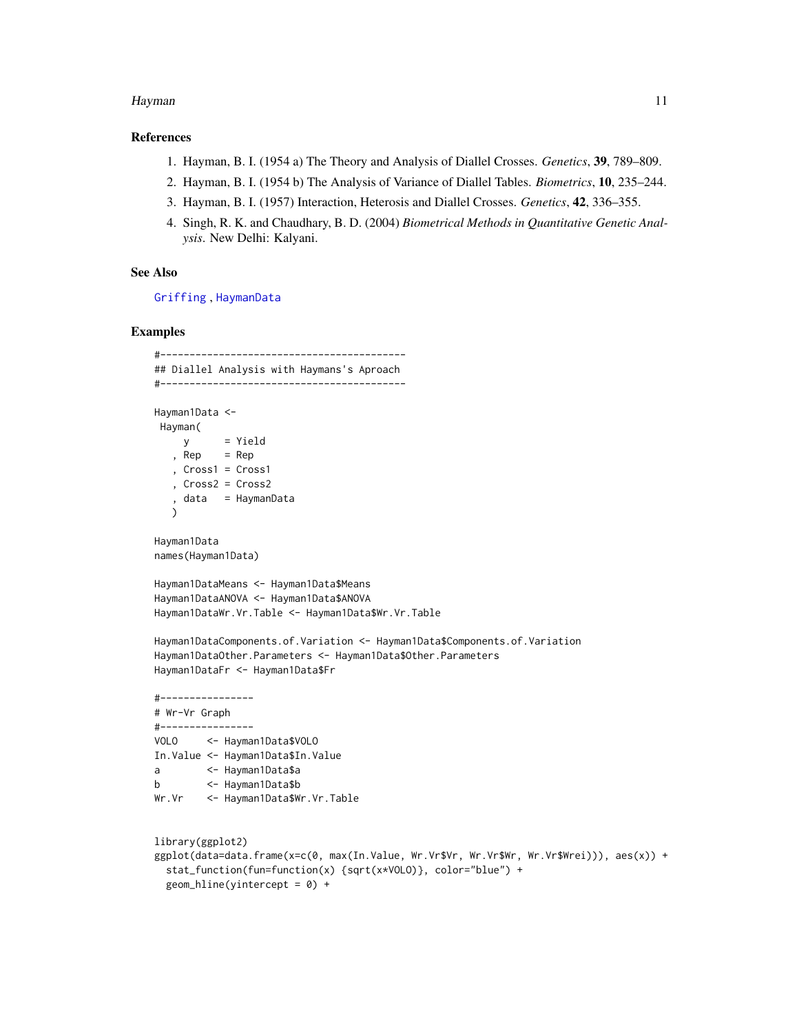### References

1. Hayman, B. I. (1954 a) The Theory and Analysis of Diallel Crosses. *Genetics*, **39**, 789–809.
2. Hayman, B. I. (1954 b) The Analysis of Variance of Diallel Tables. *Biometrics*, **10**, 235–244.
3. Hayman, B. I. (1957) Interaction, Heterosis and Diallel Crosses. *Genetics*, **42**, 336–355.
4. Singh, R. K. and Chaudhary, B. D. (2004) *Biometrical Methods in Quantitative Genetic Analysis*. New Delhi: Kalyani.

### See Also

Griffing, HaymanData

### Examples

```
#-----------------------------------------
## Diallel Analysis with Haymans's Aproach
#-----------------------------------------

Hayman1Data <-
 Hayman(
     y      = Yield
   , Rep    = Rep
   , Cross1 = Cross1
   , Cross2 = Cross2
   , data   = HaymanData
   )

Hayman1Data
names(Hayman1Data)

Hayman1DataMeans <- Hayman1Data$Means
Hayman1DataANOVA <- Hayman1Data$ANOVA
Hayman1DataWr.Vr.Table <- Hayman1Data$Wr.Vr.Table

Hayman1DataComponents.of.Variation <- Hayman1Data$Components.of.Variation
Hayman1DataOther.Parameters <- Hayman1Data$Other.Parameters
Hayman1DataFr <- Hayman1Data$Fr

#----------------
# Wr-Vr Graph
#----------------
VOLO     <- Hayman1Data$VOLO
In.Value <- Hayman1Data$In.Value
a        <- Hayman1Data$a
b        <- Hayman1Data$b
Wr.Vr    <- Hayman1Data$Wr.Vr.Table


library(ggplot2)
ggplot(data=data.frame(x=c(0, max(In.Value, Wr.Vr$Vr, Wr.Vr$Wr, Wr.Vr$Wrei))), aes(x)) +
  stat_function(fun=function(x) {sqrt(x*VOLO)}, color="blue") +
  geom_hline(yintercept = 0) +
```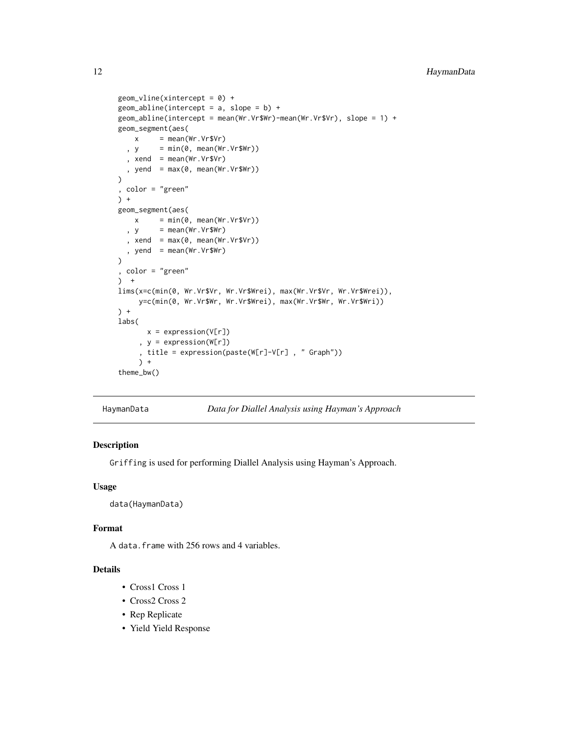```
geom_vline(xintercept = 0) +
geom_abline(intercept = a, slope = b) +
geom_abline(intercept = mean(Wr.Vr$Wr)-mean(Wr.Vr$Vr), slope = 1) +
geom_segment(aes(
    x     = mean(Wr.Vr$Vr)
  , y     = min(0, mean(Wr.Vr$Wr))
  , xend  = mean(Wr.Vr$Vr)
  , yend  = max(0, mean(Wr.Vr$Wr))
)
, color = "green"
) +
geom_segment(aes(
    x     = min(0, mean(Wr.Vr$Vr))
  , y     = mean(Wr.Vr$Wr)
  , xend  = max(0, mean(Wr.Vr$Vr))
  , yend  = mean(Wr.Vr$Wr)
)
, color = "green"
)  +
lims(x=c(min(0, Wr.Vr$Vr, Wr.Vr$Wrei), max(Wr.Vr$Vr, Wr.Vr$Wrei)),
     y=c(min(0, Wr.Vr$Wr, Wr.Vr$Wrei), max(Wr.Vr$Wr, Wr.Vr$Wri))
) +
labs(
      x = expression(V[r])
    , y = expression(W[r])
    , title = expression(paste(W[r]-V[r] , " Graph"))
    ) +
theme_bw()
```

## HaymanData — *Data for Diallel Analysis using Hayman's Approach*

### Description

Griffing is used for performing Diallel Analysis using Hayman's Approach.

### Usage

```
data(HaymanData)
```

### Format

A data.frame with 256 rows and 4 variables.

### Details

- Cross1 Cross 1
- Cross2 Cross 2
- Rep Replicate
- Yield Yield Response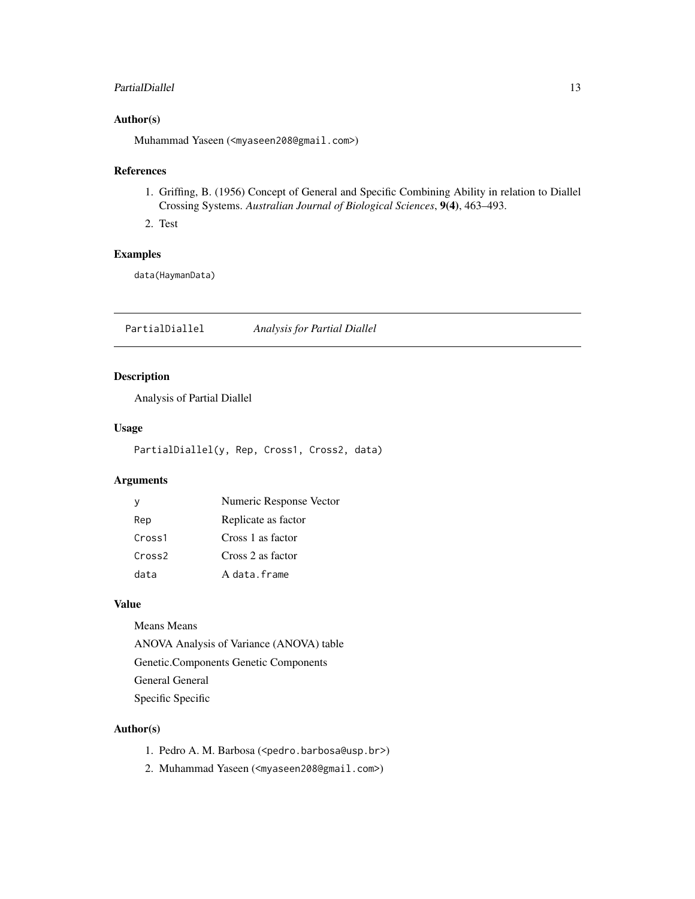### Author(s)

Muhammad Yaseen (<myaseen208@gmail.com>)

### References

1. Griffing, B. (1956) Concept of General and Specific Combining Ability in relation to Diallel Crossing Systems. *Australian Journal of Biological Sciences*, **9(4)**, 463–493.
2. Test

### Examples

```
data(HaymanData)
```

---

## PartialDiallel *Analysis for Partial Diallel*

### Description

Analysis of Partial Diallel

### Usage

```
PartialDiallel(y, Rep, Cross1, Cross2, data)
```

### Arguments

| | |
|---|---|
| y | Numeric Response Vector |
| Rep | Replicate as factor |
| Cross1 | Cross 1 as factor |
| Cross2 | Cross 2 as factor |
| data | A data.frame |

### Value

Means Means

ANOVA Analysis of Variance (ANOVA) table

Genetic.Components Genetic Components

General General

Specific Specific

### Author(s)

1. Pedro A. M. Barbosa (<pedro.barbosa@usp.br>)
2. Muhammad Yaseen (<myaseen208@gmail.com>)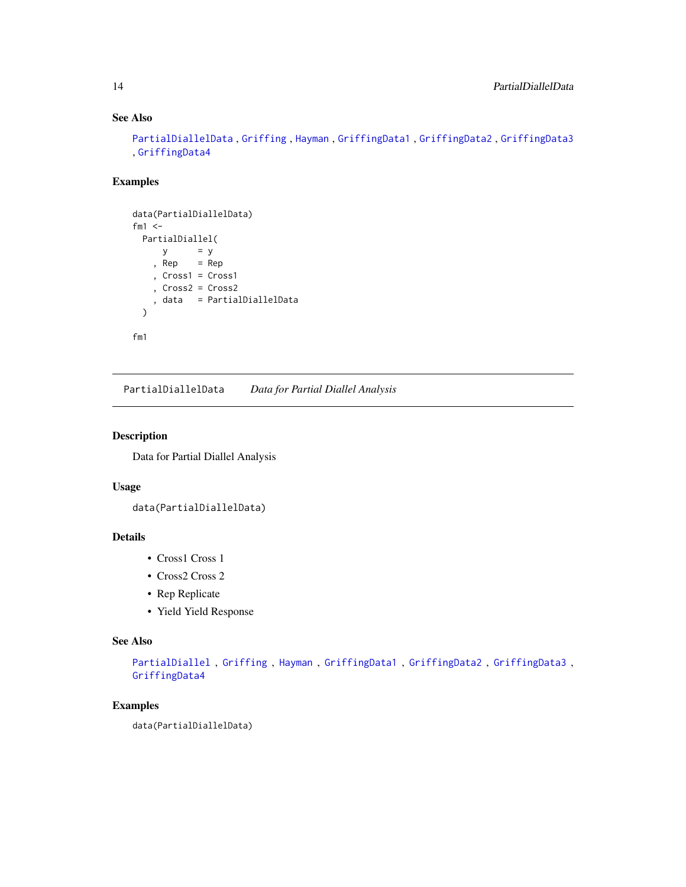### See Also

PartialDiallelData , Griffing , Hayman , GriffingData1 , GriffingData2 , GriffingData3 , GriffingData4

### Examples

```
data(PartialDiallelData)
fm1 <-
  PartialDiallel(
      y      = y
    , Rep    = Rep
    , Cross1 = Cross1
    , Cross2 = Cross2
    , data   = PartialDiallelData
  )

fm1
```

---

## PartialDiallelData *Data for Partial Diallel Analysis*

---

### Description

Data for Partial Diallel Analysis

### Usage

```
data(PartialDiallelData)
```

### Details

- Cross1 Cross 1
- Cross2 Cross 2
- Rep Replicate
- Yield Yield Response

### See Also

PartialDiallel , Griffing , Hayman , GriffingData1 , GriffingData2 , GriffingData3 , GriffingData4

### Examples

```
data(PartialDiallelData)
```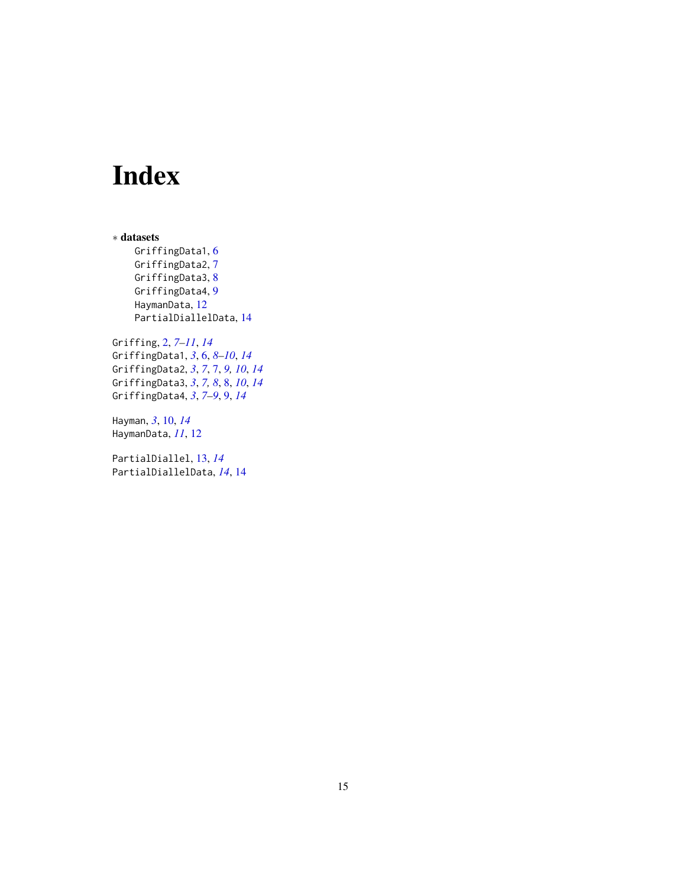# Index

∗ **datasets**

GriffingData1, 6
GriffingData2, 7
GriffingData3, 8
GriffingData4, 9
HaymanData, 12
PartialDiallelData, 14

Griffing, 2, *7–11*, *14*
GriffingData1, *3*, 6, *8–10*, *14*
GriffingData2, *3*, *7*, 7, *9*, *10*, *14*
GriffingData3, *3*, *7*, *8*, 8, *10*, *14*
GriffingData4, *3*, *7–9*, 9, *14*

Hayman, *3*, 10, *14*
HaymanData, *11*, 12

PartialDiallel, 13, *14*
PartialDiallelData, *14*, 14